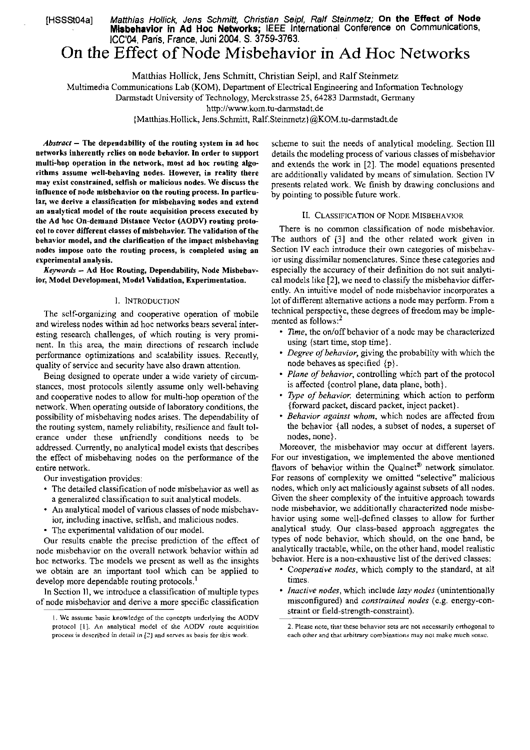[HSSSt04a] *Matthias Hollick, Jens Schmitt, Christian Seipl, Ralf Steinmetz;* **On the Effect of Node Misbehavior in Ad Hoc Networks;** IEEE International Conference on Communications, ICC'04, Paris, France, Juni 2004. S. 3759-3763.

# On the Effect of Node Misbehavior in Ad Hoc Networks

Matthias Hollick, Jens Schmitt, Christian Seipl, and Ralf Steinmetz

Multimedia Communications Lab (KOM), Department of Electrical Engineering and Information Technology
Darmstadt University of Technology, Merckstrasse 25, 64283 Darmstadt, Germany
http://www.kom.tu-darmstadt.de
{Matthias.Hollick, Jens.Schmitt, Ralf.Steinmetz}@KOM.tu-darmstadt.de

***Abstract*** **– The dependability of the routing system in ad hoc networks inherently relies on node behavior. In order to support multi-hop operation in the network, most ad hoc routing algorithms assume well-behaving nodes. However, in reality there may exist constrained, selfish or malicious nodes. We discuss the influence of node misbehavior on the routing process. In particular, we derive a classification for misbehaving nodes and extend an analytical model of the route acquisition process executed by the Ad hoc On-demand Distance Vector (AODV) routing protocol to cover different classes of misbehavior. The validation of the behavior model, and the clarification of the impact misbehaving nodes impose onto the routing process, is completed using an experimental analysis.**

***Keywords*** **– Ad Hoc Routing, Dependability, Node Misbehavior, Model Development, Model Validation, Experimentation.**

## I. Introduction

The self-organizing and cooperative operation of mobile and wireless nodes within ad hoc networks bears several interesting research challenges, of which routing is very prominent. In this area, the main directions of research include performance optimizations and scalability issues. Recently, quality of service and security have also drawn attention.

Being designed to operate under a wide variety of circumstances, most protocols silently assume only well-behaving and cooperative nodes to allow for multi-hop operation of the network. When operating outside of laboratory conditions, the possibility of misbehaving nodes arises. The dependability of the routing system, namely reliability, resilience and fault tolerance under these unfriendly conditions needs to be addressed. Currently, no analytical model exists that describes the effect of misbehaving nodes on the performance of the entire network.

Our investigation provides:

- The detailed classification of node misbehavior as well as a generalized classification to suit analytical models.
- An analytical model of various classes of node misbehavior, including inactive, selfish, and malicious nodes.
- The experimental validation of our model.

Our results enable the precise prediction of the effect of node misbehavior on the overall network behavior within ad hoc networks. The models we present as well as the insights we obtain are an important tool which can be applied to develop more dependable routing protocols.[1]

In Section II, we introduce a classification of multiple types of node misbehavior and derive a more specific classification scheme to suit the needs of analytical modeling. Section III details the modeling process of various classes of misbehavior and extends the work in [2]. The model equations presented are additionally validated by means of simulation. Section IV presents related work. We finish by drawing conclusions and by pointing to possible future work.

## II. Classification of Node Misbehavior

There is no common classification of node misbehavior. The authors of [3] and the other related work given in Section IV each introduce their own categories of misbehavior using dissimilar nomenclatures. Since these categories and especially the accuracy of their definition do not suit analytical models like [2], we need to classify the misbehavior differently. An intuitive model of node misbehavior incorporates a lot of different alternative actions a node may perform. From a technical perspective, these degrees of freedom may be implemented as follows:[2]

- *Time*, the on/off behavior of a node may be characterized using {start time, stop time}.
- *Degree of behavior*, giving the probability with which the node behaves as specified {p}.
- *Plane of behavior*, controlling which part of the protocol is affected {control plane, data plane, both}.
- *Type of behavior*, determining which action to perform {forward packet, discard packet, inject packet}.
- *Behavior against whom*, which nodes are affected from the behavior {all nodes, a subset of nodes, a superset of nodes, none}.

Moreover, the misbehavior may occur at different layers. For our investigation, we implemented the above mentioned flavors of behavior within the Qualnet® network simulator. For reasons of complexity we omitted "selective" malicious nodes, which only act maliciously against subsets of all nodes. Given the sheer complexity of the intuitive approach towards node misbehavior, we additionally characterized node misbehavior using some well-defined classes to allow for further analytical study. Our class-based approach aggregates the types of node behavior, which should, on the one hand, be analytically tractable, while, on the other hand, model realistic behavior. Here is a non-exhaustive list of the derived classes:

- *Cooperative nodes*, which comply to the standard, at all times.
- *Inactive nodes*, which include *lazy nodes* (unintentionally misconfigured) and *constrained nodes* (e.g. energy-constraint or field-strength-constraint).

1. We assume basic knowledge of the concepts underlying the AODV protocol [1]. An analytical model of the AODV route acquisition process is described in detail in [2] and serves as basis for this work.

2. Please note, that these behavior sets are not necessarily orthogonal to each other and that arbitrary combinations may not make much sense.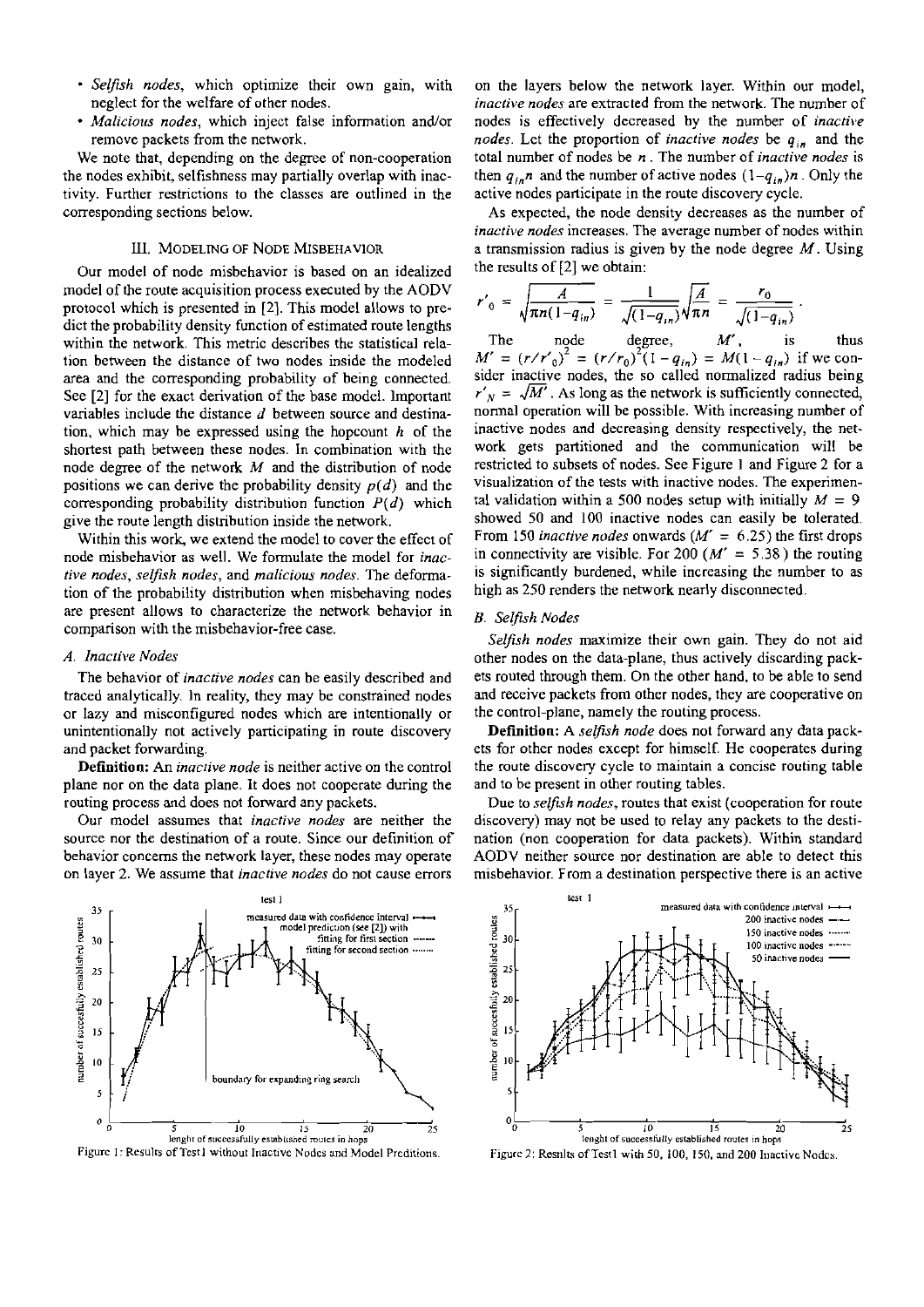- *Selfish nodes*, which optimize their own gain, with neglect for the welfare of other nodes.
- *Malicious nodes*, which inject false information and/or remove packets from the network.

We note that, depending on the degree of non-cooperation the nodes exhibit, selfishness may partially overlap with inactivity. Further restrictions to the classes are outlined in the corresponding sections below.

## III. Modeling of Node Misbehavior

Our model of node misbehavior is based on an idealized model of the route acquisition process executed by the AODV protocol which is presented in [2]. This model allows to predict the probability density function of estimated route lengths within the network. This metric describes the statistical relation between the distance of two nodes inside the modeled area and the corresponding probability of being connected. See [2] for the exact derivation of the base model. Important variables include the distance $d$ between source and destination, which may be expressed using the hopcount $h$ of the shortest path between these nodes. In combination with the node degree of the network $M$ and the distribution of node positions we can derive the probability density $p(d)$ and the corresponding probability distribution function $P(d)$ which give the route length distribution inside the network.

Within this work, we extend the model to cover the effect of node misbehavior as well. We formulate the model for *inactive nodes*, *selfish nodes*, and *malicious nodes*. The deformation of the probability distribution when misbehaving nodes are present allows to characterize the network behavior in comparison with the misbehavior-free case.

### A. Inactive Nodes

The behavior of *inactive nodes* can be easily described and traced analytically. In reality, they may be constrained nodes or lazy and misconfigured nodes which are intentionally or unintentionally not actively participating in route discovery and packet forwarding.

**Definition:** An *inactive node* is neither active on the control plane nor on the data plane. It does not cooperate during the routing process and does not forward any packets.

Our model assumes that *inactive nodes* are neither the source nor the destination of a route. Since our definition of behavior concerns the network layer, these nodes may operate on layer 2. We assume that *inactive nodes* do not cause errors on the layers below the network layer. Within our model, *inactive nodes* are extracted from the network. The number of nodes is effectively decreased by the number of *inactive nodes*. Let the proportion of *inactive nodes* be $q_{in}$ and the total number of nodes be $n$. The number of *inactive nodes* is then $q_{in}n$ and the number of active nodes $(1-q_{in})n$. Only the active nodes participate in the route discovery cycle.

As expected, the node density decreases as the number of *inactive nodes* increases. The average number of nodes within a transmission radius is given by the node degree $M$. Using the results of [2] we obtain:

$$r'_0 = \sqrt{\frac{A}{\pi n(1-q_{in})}} = \frac{1}{\sqrt{(1-q_{in})}}\sqrt{\frac{A}{\pi n}} = \frac{r_0}{\sqrt{(1-q_{in})}}.$$

The node degree, $M'$, is thus $M' = (r/r'_0)^2 = (r/r_0)^2(1-q_{in}) = M(1-q_{in})$ if we consider inactive nodes, the so called normalized radius being $r'_N = \sqrt{M'}$. As long as the network is sufficiently connected, normal operation will be possible. With increasing number of inactive nodes and decreasing density respectively, the network gets partitioned and the communication will be restricted to subsets of nodes. See Figure 1 and Figure 2 for a visualization of the tests with inactive nodes. The experimental validation within a 500 nodes setup with initially $M = 9$ showed 50 and 100 inactive nodes can easily be tolerated. From 150 *inactive nodes* onwards ($M' = 6.25$) the first drops in connectivity are visible. For 200 ($M' = 5.38$) the routing is significantly burdened, while increasing the number to as high as 250 renders the network nearly disconnected.

### B. Selfish Nodes

*Selfish nodes* maximize their own gain. They do not aid other nodes on the data-plane, thus actively discarding packets routed through them. On the other hand, to be able to send and receive packets from other nodes, they are cooperative on the control-plane, namely the routing process.

**Definition:** A *selfish node* does not forward any data packets for other nodes except for himself. He cooperates during the route discovery cycle to maintain a concise routing table and to be present in other routing tables.

Due to *selfish nodes*, routes that exist (cooperation for route discovery) may not be used to relay any packets to the destination (non cooperation for data packets). Within standard AODV neither source nor destination are able to detect this misbehavior. From a destination perspective there is an active

test 1
measured data with confidence interval
model prediction (see [2]) with
fitting for first section
fitting for second section
boundary for expanding ring search
number of successfully established routes
lenght of successfully established routes in hops
0 5 10 15 20 25
0 5 10 15 20 25 30 35

Figure 1: Results of Test1 without Inactive Nodes and Model Preditions.

test 1
measured data with confidence interval
200 inactive nodes
150 inactive nodes
100 inactive nodes
50 inactive nodes
number of successfully established routes
lenght of successfully established routes in hops
0 5 10 15 20 25
0 5 10 15 20 25 30 35

Figure 2: Results of Test1 with 50, 100, 150, and 200 Inactive Nodes.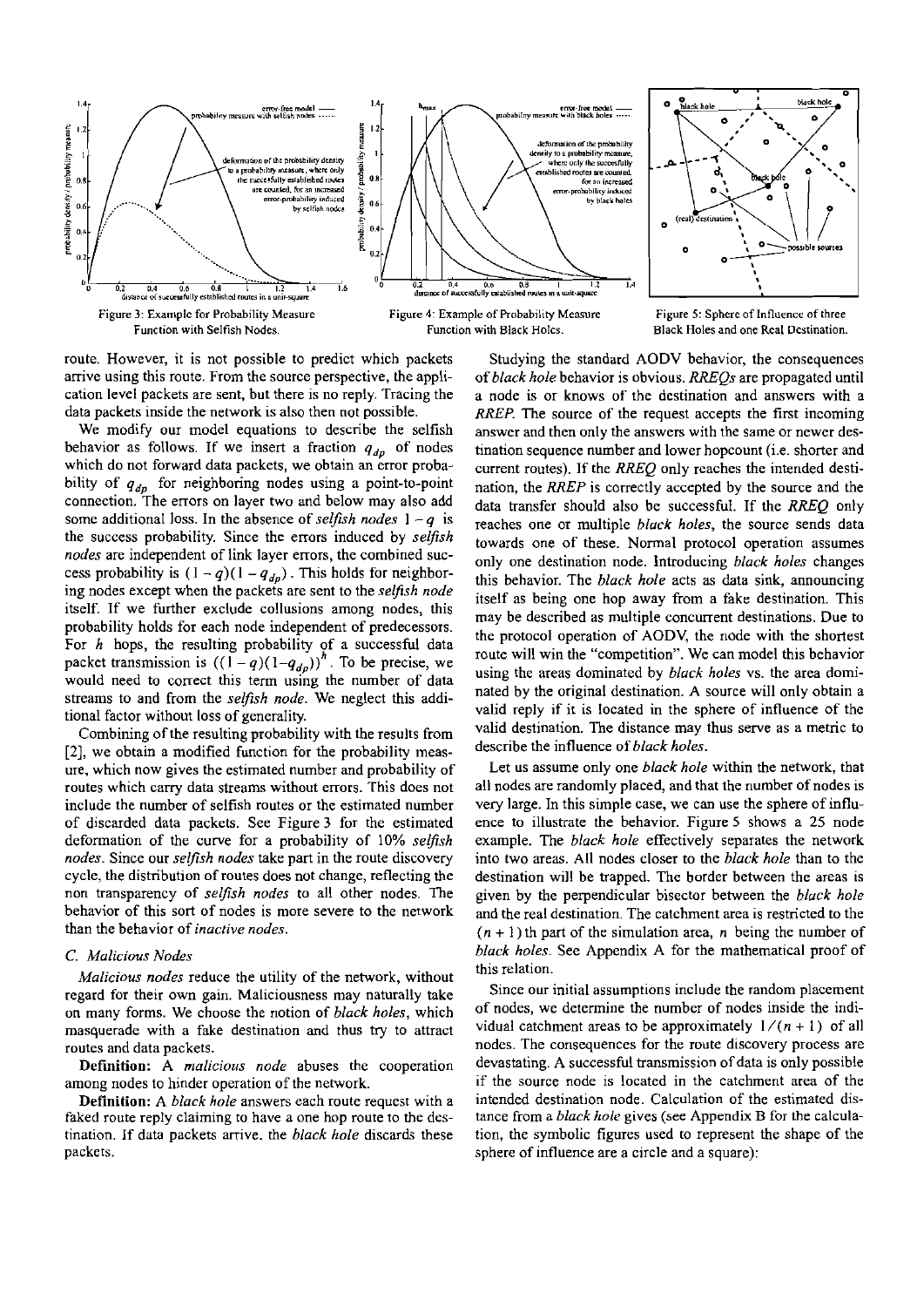1.4
1.2
1
0.8
0.6
0.4
0.2
0
probability density / probability measure
error-free model
probability measure with selfish nodes
deformation of the probability density to a probability measure, where only the successfully established routes are counted, for an increased error-probability induced by selfish nodes
0 0.2 0.4 0.6 0.8 1 1.2 1.4 1.6
distance of successfully established routes in a unit-square

Figure 3: Example for Probability Measure Function with Selfish Nodes.

1.4
1.2
1
0.8
0.6
0.4
0.2
0
probability density / probability measure
$h_{max}$
error-free model
probability measure with black holes
deformation of the probability density to a probability measure, where only the successfully established routes are counted, for an increased error-probability induced by black holes
0 0.2 0.4 0.6 0.8 1 1.2 1.4
distance of successfully established routes in a unit-square

Figure 4: Example of Probability Measure Function with Black Holes.

black hole
black hole
black hole
(real) destination
possible sources

Figure 5: Sphere of Influence of three Black Holes and one Real Destination.

route. However, it is not possible to predict which packets arrive using this route. From the source perspective, the application level packets are sent, but there is no reply. Tracing the data packets inside the network is also then not possible.

We modify our model equations to describe the selfish behavior as follows. If we insert a fraction $q_{dp}$ of nodes which do not forward data packets, we obtain an error probability of $q_{dp}$ for neighboring nodes using a point-to-point connection. The errors on layer two and below may also add some additional loss. In the absence of *selfish nodes* $1-q$ is the success probability. Since the errors induced by *selfish nodes* are independent of link layer errors, the combined success probability is $(1-q)(1-q_{dp})$. This holds for neighboring nodes except when the packets are sent to the *selfish node* itself. If we further exclude collusions among nodes, this probability holds for each node independent of predecessors. For $h$ hops, the resulting probability of a successful data packet transmission is $((1-q)(1-q_{dp}))^h$. To be precise, we would need to correct this term using the number of data streams to and from the *selfish node*. We neglect this additional factor without loss of generality.

Combining of the resulting probability with the results from [2], we obtain a modified function for the probability measure, which now gives the estimated number and probability of routes which carry data streams without errors. This does not include the number of selfish routes or the estimated number of discarded data packets. See Figure 3 for the estimated deformation of the curve for a probability of 10% *selfish nodes*. Since our *selfish nodes* take part in the route discovery cycle, the distribution of routes does not change, reflecting the non transparency of *selfish nodes* to all other nodes. The behavior of this sort of nodes is more severe to the network than the behavior of *inactive nodes*.

### C. Malicious Nodes

*Malicious nodes* reduce the utility of the network, without regard for their own gain. Maliciousness may naturally take on many forms. We choose the notion of *black holes*, which masquerade with a fake destination and thus try to attract routes and data packets.

**Definition:** A *malicious node* abuses the cooperation among nodes to hinder operation of the network.

**Definition:** A *black hole* answers each route request with a faked route reply claiming to have a one hop route to the destination. If data packets arrive, the *black hole* discards these packets.

Studying the standard AODV behavior, the consequences of *black hole* behavior is obvious. *RREQs* are propagated until a node is or knows of the destination and answers with a *RREP*. The source of the request accepts the first incoming answer and then only the answers with the same or newer destination sequence number and lower hopcount (i.e. shorter and current routes). If the *RREQ* only reaches the intended destination, the *RREP* is correctly accepted by the source and the data transfer should also be successful. If the *RREQ* only reaches one or multiple *black holes*, the source sends data towards one of these. Normal protocol operation assumes only one destination node. Introducing *black holes* changes this behavior. The *black hole* acts as data sink, announcing itself as being one hop away from a fake destination. This may be described as multiple concurrent destinations. Due to the protocol operation of AODV, the node with the shortest route will win the "competition". We can model this behavior using the areas dominated by *black holes* vs. the area dominated by the original destination. A source will only obtain a valid reply if it is located in the sphere of influence of the valid destination. The distance may thus serve as a metric to describe the influence of *black holes*.

Let us assume only one *black hole* within the network, that all nodes are randomly placed, and that the number of nodes is very large. In this simple case, we can use the sphere of influence to illustrate the behavior. Figure 5 shows a 25 node example. The *black hole* effectively separates the network into two areas. All nodes closer to the *black hole* than to the destination will be trapped. The border between the areas is given by the perpendicular bisector between the *black hole* and the real destination. The catchment area is restricted to the $(n+1)$th part of the simulation area, $n$ being the number of *black holes*. See Appendix A for the mathematical proof of this relation.

Since our initial assumptions include the random placement of nodes, we determine the number of nodes inside the individual catchment areas to be approximately $1/(n+1)$ of all nodes. The consequences for the route discovery process are devastating. A successful transmission of data is only possible if the source node is located in the catchment area of the intended destination node. Calculation of the estimated distance from a *black hole* gives (see Appendix B for the calculation, the symbolic figures used to represent the shape of the sphere of influence are a circle and a square):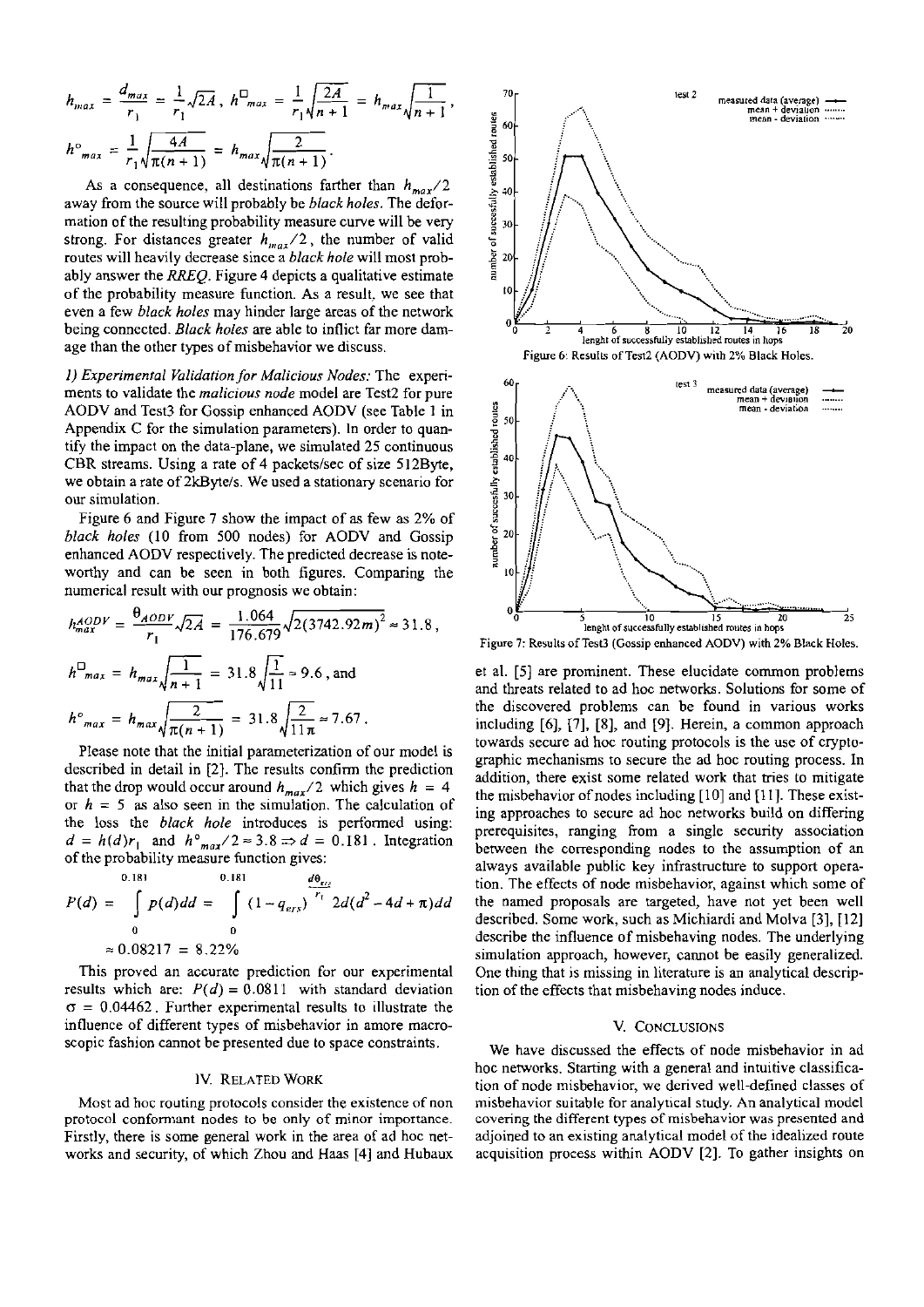$$h_{max} = \frac{d_{max}}{r_1} = \frac{1}{r_1}\sqrt{2A}, \; h^{\square}_{max} = \frac{1}{r_1}\sqrt{\frac{2A}{n+1}} = h_{max}\sqrt{\frac{1}{n+1}},$$

$$h^{\circ}_{max} = \frac{1}{r_1}\sqrt{\frac{4A}{\pi(n+1)}} = h_{max}\sqrt{\frac{2}{\pi(n+1)}}.$$

As a consequence, all destinations farther than $h_{max}/2$ away from the source will probably be *black holes*. The deformation of the resulting probability measure curve will be very strong. For distances greater $h_{max}/2$, the number of valid routes will heavily decrease since a *black hole* will most probably answer the *RREQ*. Figure 4 depicts a qualitative estimate of the probability measure function. As a result, we see that even a few *black holes* may hinder large areas of the network being connected. *Black holes* are able to inflict far more damage than the other types of misbehavior we discuss.

*1) Experimental Validation for Malicious Nodes:* The experiments to validate the *malicious node* model are Test2 for pure AODV and Test3 for Gossip enhanced AODV (see Table 1 in Appendix C for the simulation parameters). In order to quantify the impact on the data-plane, we simulated 25 continuous CBR streams. Using a rate of 4 packets/sec of size 512Byte, we obtain a rate of 2kByte/s. We used a stationary scenario for our simulation.

Figure 6 and Figure 7 show the impact of as few as 2% of *black holes* (10 from 500 nodes) for AODV and Gossip enhanced AODV respectively. The predicted decrease is noteworthy and can be seen in both figures. Comparing the numerical result with our prognosis we obtain:

$$h^{AODV}_{max} = \frac{\theta_{AODV}}{r_1}\sqrt{2A} = \frac{1.064}{176.679}\sqrt{2(3742.92m)^2} \approx 31.8,$$

$$h^{\square}_{max} = h_{max}\sqrt{\frac{1}{n+1}} = 31.8\sqrt{\frac{1}{11}} \approx 9.6, \text{ and}$$

$$h^{\circ}_{max} = h_{max}\sqrt{\frac{2}{\pi(n+1)}} = 31.8\sqrt{\frac{2}{11\pi}} \approx 7.67.$$

Please note that the initial parameterization of our model is described in detail in [2]. The results confirm the prediction that the drop would occur around $h_{max}/2$ which gives $h = 4$ or $h = 5$ as also seen in the simulation. The calculation of the loss the *black hole* introduces is performed using: $d = h(d)r_1$ and $h^{\circ}_{max}/2 \approx 3.8 \Rightarrow d = 0.181$. Integration of the probability measure function gives:

$$P(d) = \int_0^{0.181} p(d)dd = \int_0^{0.181} (1-q_{ers})^{\frac{d\theta_{ers}}{r_1}} 2d(d^2 - 4d + \pi)dd$$

$$\approx 0.08217 = 8.22\%$$

This proved an accurate prediction for our experimental results which are: $P(d) = 0.0811$ with standard deviation $\sigma = 0.04462$. Further experimental results to illustrate the influence of different types of misbehavior in amore macroscopic fashion cannot be presented due to space constraints.

Figure 6: Results of Test2 (AODV) with 2% Black Holes.

Figure 7: Results of Test3 (Gossip enhanced AODV) with 2% Black Holes.

## IV. Related Work

Most ad hoc routing protocols consider the existence of non protocol conformant nodes to be only of minor importance. Firstly, there is some general work in the area of ad hoc networks and security, of which Zhou and Haas [4] and Hubaux et al. [5] are prominent. These elucidate common problems and threats related to ad hoc networks. Solutions for some of the discovered problems can be found in various works including [6], [7], [8], and [9]. Herein, a common approach towards secure ad hoc routing protocols is the use of cryptographic mechanisms to secure the ad hoc routing process. In addition, there exist some related work that tries to mitigate the misbehavior of nodes including [10] and [11]. These existing approaches to secure ad hoc networks build on differing prerequisites, ranging from a single security association between the corresponding nodes to the assumption of an always available public key infrastructure to support operation. The effects of node misbehavior, against which some of the named proposals are targeted, have not yet been well described. Some work, such as Michiardi and Molva [3], [12] describe the influence of misbehaving nodes. The underlying simulation approach, however, cannot be easily generalized. One thing that is missing in literature is an analytical description of the effects that misbehaving nodes induce.

## V. Conclusions

We have discussed the effects of node misbehavior in ad hoc networks. Starting with a general and intuitive classification of node misbehavior, we derived well-defined classes of misbehavior suitable for analytical study. An analytical model covering the different types of misbehavior was presented and adjoined to an existing analytical model of the idealized route acquisition process within AODV [2]. To gather insights on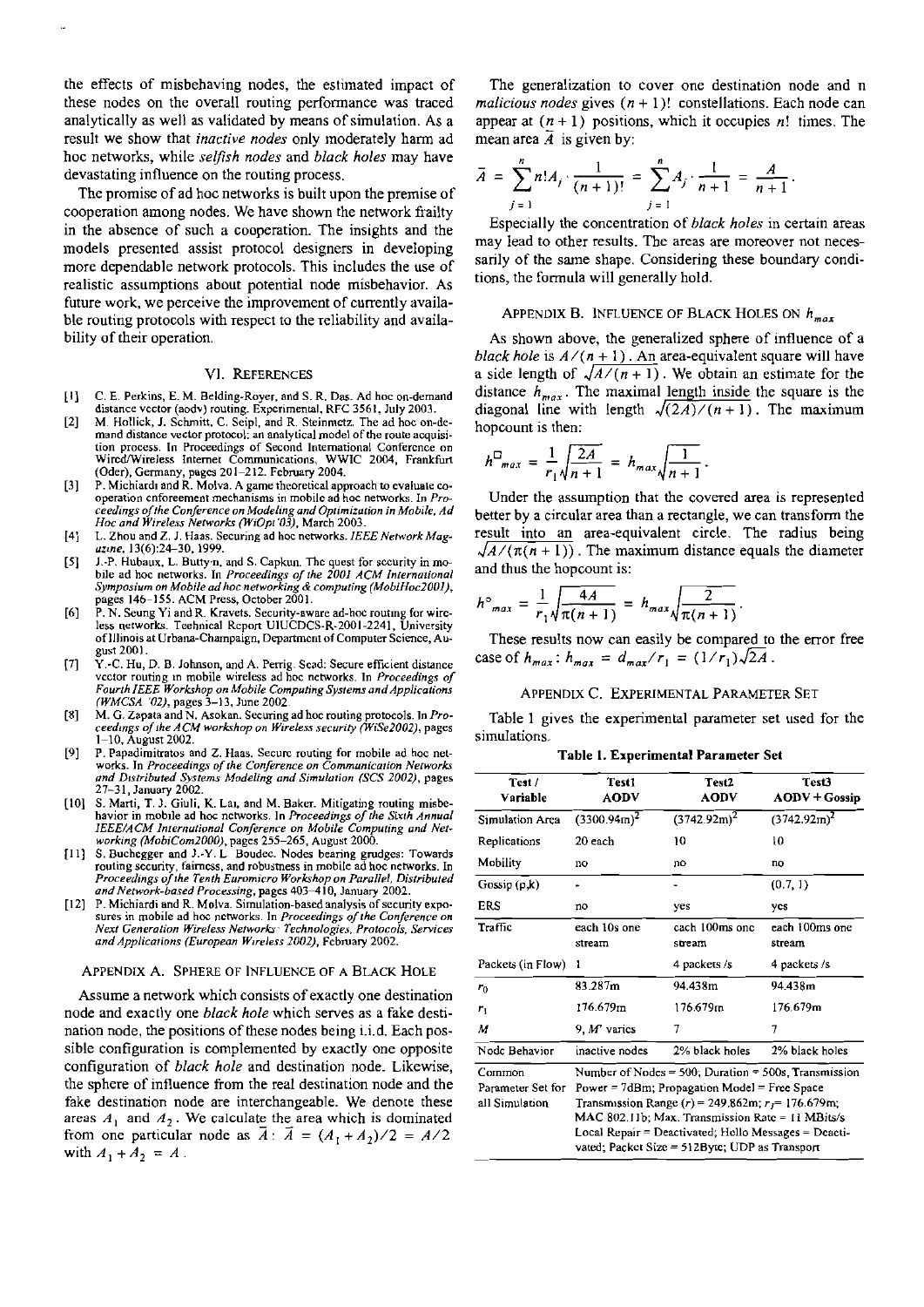the effects of misbehaving nodes, the estimated impact of these nodes on the overall routing performance was traced analytically as well as validated by means of simulation. As a result we show that *inactive nodes* only moderately harm ad hoc networks, while *selfish nodes* and *black holes* may have devastating influence on the routing process.

The promise of ad hoc networks is built upon the premise of cooperation among nodes. We have shown the network frailty in the absence of such a cooperation. The insights and the models presented assist protocol designers in developing more dependable network protocols. This includes the use of realistic assumptions about potential node misbehavior. As future work, we perceive the improvement of currently available routing protocols with respect to the reliability and availability of their operation.

## VI. References

[1] C. E. Perkins, E. M. Belding-Royer, and S. R. Das. Ad hoc on-demand distance vector (aodv) routing. Experimental, RFC 3561, July 2003.

[2] M. Hollick, J. Schmitt, C. Seipl, and R. Steinmetz. The ad hoc on-demand distance vector protocol: an analytical model of the route acquisition process. In Proceedings of Second International Conference on Wired/Wireless Internet Communications, WWIC 2004, Frankfurt (Oder), Germany, pages 201–212. February 2004.

[3] P. Michiardi and R. Molva. A game theoretical approach to evaluate cooperation enforcement mechanisms in mobile ad hoc networks. In *Proceedings of the Conference on Modeling and Optimization in Mobile, Ad Hoc and Wireless Networks (WiOpt'03)*, March 2003.

[4] L. Zhou and Z. J. Haas. Securing ad hoc networks. *IEEE Network Magazine*, 13(6):24–30, 1999.

[5] J.-P. Hubaux, L. Buttyán, and S. Capkun. The quest for security in mobile ad hoc networks. In *Proceedings of the 2001 ACM International Symposium on Mobile ad hoc networking & computing (MobiHoc2001)*, pages 146–155. ACM Press, October 2001.

[6] P. N. Seung Yi and R. Kravets. Security-aware ad-hoc routing for wireless networks. Technical Report UIUCDCS-R-2001-2241, University of Illinois at Urbana-Champaign, Department of Computer Science, August 2001.

[7] Y.-C. Hu, D. B. Johnson, and A. Perrig. Sead: Secure efficient distance vector routing in mobile wireless ad hoc networks. In *Proceedings of Fourth IEEE Workshop on Mobile Computing Systems and Applications (WMCSA '02)*, pages 3–13, June 2002.

[8] M. G. Zapata and N. Asokan. Securing ad hoc routing protocols. In *Proceedings of the ACM workshop on Wireless security (WiSe2002)*, pages 1–10, August 2002.

[9] P. Papadimitratos and Z. Haas. Secure routing for mobile ad hoc networks. In *Proceedings of the Conference on Communication Networks and Distributed Systems Modeling and Simulation (SCS 2002)*, pages 27–31, January 2002.

[10] S. Marti, T. J. Giuli, K. Lai, and M. Baker. Mitigating routing misbehavior in mobile ad hoc networks. In *Proceedings of the Sixth Annual IEEE/ACM International Conference on Mobile Computing and Networking (MobiCom2000)*, pages 255–265, August 2000.

[11] S. Buchegger and J.-Y. L. Boudec. Nodes bearing grudges: Towards routing security, fairness, and robustness in mobile ad hoc networks. In *Proceedings of the Tenth Euromicro Workshop on Parallel, Distributed and Network-based Processing*, pages 403–410, January 2002.

[12] P. Michiardi and R. Molva. Simulation-based analysis of security exposures in mobile ad hoc networks. In *Proceedings of the Conference on Next Generation Wireless Networks: Technologies, Protocols, Services and Applications (European Wireless 2002)*, February 2002.

## Appendix A. Sphere of Influence of a Black Hole

Assume a network which consists of exactly one destination node and exactly one *black hole* which serves as a fake destination node, the positions of these nodes being i.i.d. Each possible configuration is complemented by exactly one opposite configuration of *black hole* and destination node. Likewise, the sphere of influence from the real destination node and the fake destination node are interchangeable. We denote these areas $A_1$ and $A_2$. We calculate the area which is dominated from one particular node as $\bar{A}$: $\bar{A} = (A_1 + A_2)/2 = A/2$ with $A_1 + A_2 = A$.

The generalization to cover one destination node and n *malicious nodes* gives $(n+1)!$ constellations. Each node can appear at $(n+1)$ positions, which it occupies $n!$ times. The mean area $\bar{A}$ is given by:

$$\bar{A} = \sum_{j=1}^{n} n!A_j \cdot \frac{1}{(n+1)!} = \sum_{j=1}^{n} A_j \cdot \frac{1}{n+1} = \frac{A}{n+1}.$$

Especially the concentration of *black holes* in certain areas may lead to other results. The areas are moreover not necessarily of the same shape. Considering these boundary conditions, the formula will generally hold.

## Appendix B. Influence of Black Holes on $h_{max}$

As shown above, the generalized sphere of influence of a *black hole* is $A/(n+1)$. An area-equivalent square will have a side length of $\sqrt{A/(n+1)}$. We obtain an estimate for the distance $h_{max}$. The maximal length inside the square is the diagonal line with length $\sqrt{(2A)/(n+1)}$. The maximum hopcount is then:

$$h^{\square}_{max} = \frac{1}{r_1}\sqrt{\frac{2A}{n+1}} = h_{max}\sqrt{\frac{1}{n+1}}.$$

Under the assumption that the covered area is represented better by a circular area than a rectangle, we can transform the result into an area-equivalent circle. The radius being $\sqrt{A/(\pi(n+1))}$. The maximum distance equals the diameter and thus the hopcount is:

$$h^{\circ}_{max} = \frac{1}{r_1}\sqrt{\frac{4A}{\pi(n+1)}} = h_{max}\sqrt{\frac{2}{\pi(n+1)}}.$$

These results now can easily be compared to the error free case of $h_{max}$: $h_{max} = d_{max}/r_1 = (1/r_1)\sqrt{2A}$.

## Appendix C. Experimental Parameter Set

Table 1 gives the experimental parameter set used for the simulations.

**Table 1. Experimental Parameter Set**

| Test / Variable | Test1 AODV | Test2 AODV | Test3 AODV + Gossip |
|---|---|---|---|
| Simulation Area | $(3300.94m)^2$ | $(3742.92m)^2$ | $(3742.92m)^2$ |
| Replications | 20 each | 10 | 10 |
| Mobility | no | no | no |
| Gossip (p,k) | - | - | (0.7, 1) |
| ERS | no | yes | yes |
| Traffic | each 10s one stream | each 100ms one stream | each 100ms one stream |
| Packets (in Flow) | 1 | 4 packets /s | 4 packets /s |
| $r_0$ | 83.287m | 94.438m | 94.438m |
| $r_1$ | 176.679m | 176.679m | 176.679m |
| $M$ | 9, $M'$ varies | 7 | 7 |
| Node Behavior | inactive nodes | 2% black holes | 2% black holes |
| Common Parameter Set for all Simulation | Number of Nodes = 500; Duration = 500s, Transmission Power = 7dBm; Propagation Model = Free Space Transmission Range ($r$) = 249.862m; $r_1$= 176.679m; MAC 802.11b; Max. Transmission Rate = 11 MBits/s Local Repair = Deactivated; Hello Messages = Deactivated; Packet Size = 512Byte; UDP as Transport | | |